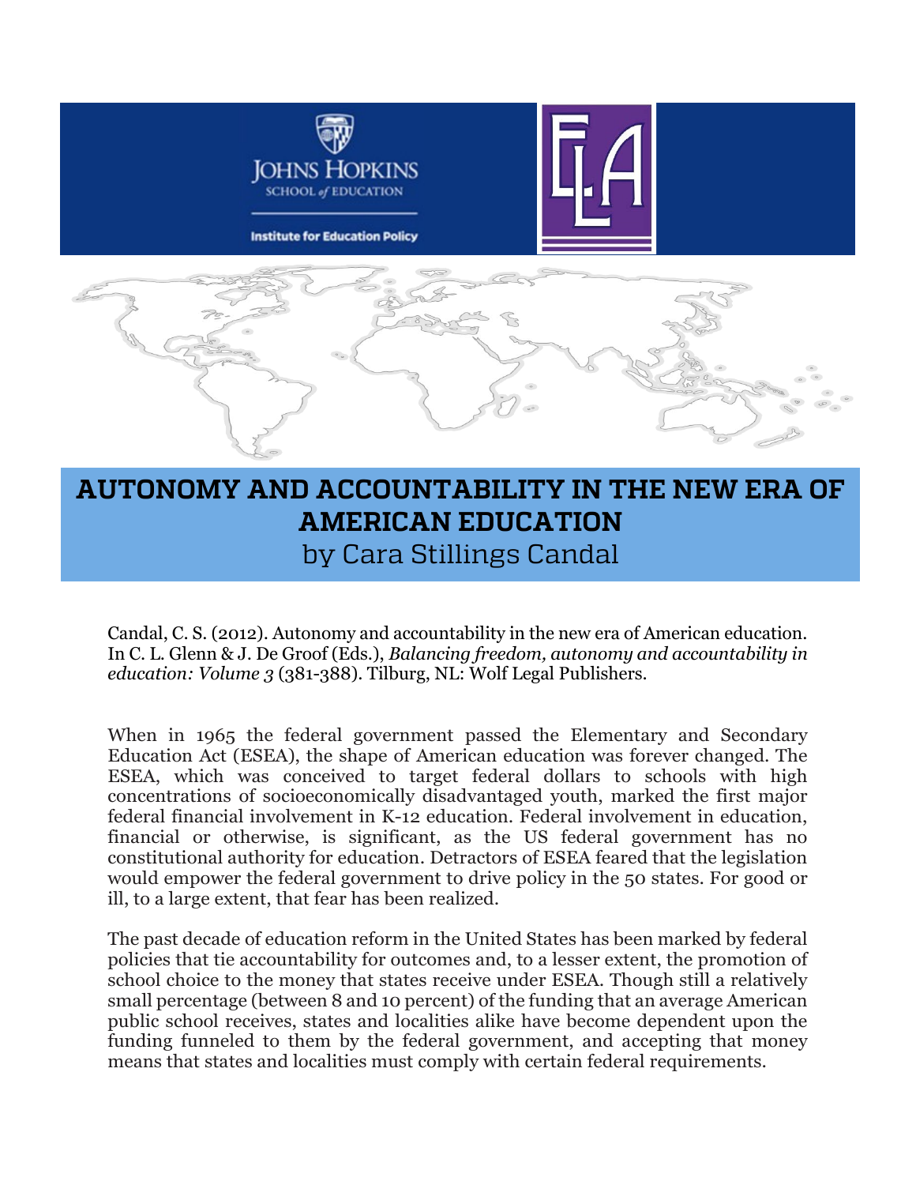Johns Hopkins School of Education

Institute for Education Policy

# AUTONOMY AND ACCOUNTABILITY IN THE NEW ERA OF AMERICAN EDUCATION

by Cara Stillings Candal

Candal, C. S. (2012). Autonomy and accountability in the new era of American education. In C. L. Glenn & J. De Groof (Eds.), *Balancing freedom, autonomy and accountability in education: Volume 3* (381-388). Tilburg, NL: Wolf Legal Publishers.

When in 1965 the federal government passed the Elementary and Secondary Education Act (ESEA), the shape of American education was forever changed. The ESEA, which was conceived to target federal dollars to schools with high concentrations of socioeconomically disadvantaged youth, marked the first major federal financial involvement in K-12 education. Federal involvement in education, financial or otherwise, is significant, as the US federal government has no constitutional authority for education. Detractors of ESEA feared that the legislation would empower the federal government to drive policy in the 50 states. For good or ill, to a large extent, that fear has been realized.

The past decade of education reform in the United States has been marked by federal policies that tie accountability for outcomes and, to a lesser extent, the promotion of school choice to the money that states receive under ESEA. Though still a relatively small percentage (between 8 and 10 percent) of the funding that an average American public school receives, states and localities alike have become dependent upon the funding funneled to them by the federal government, and accepting that money means that states and localities must comply with certain federal requirements.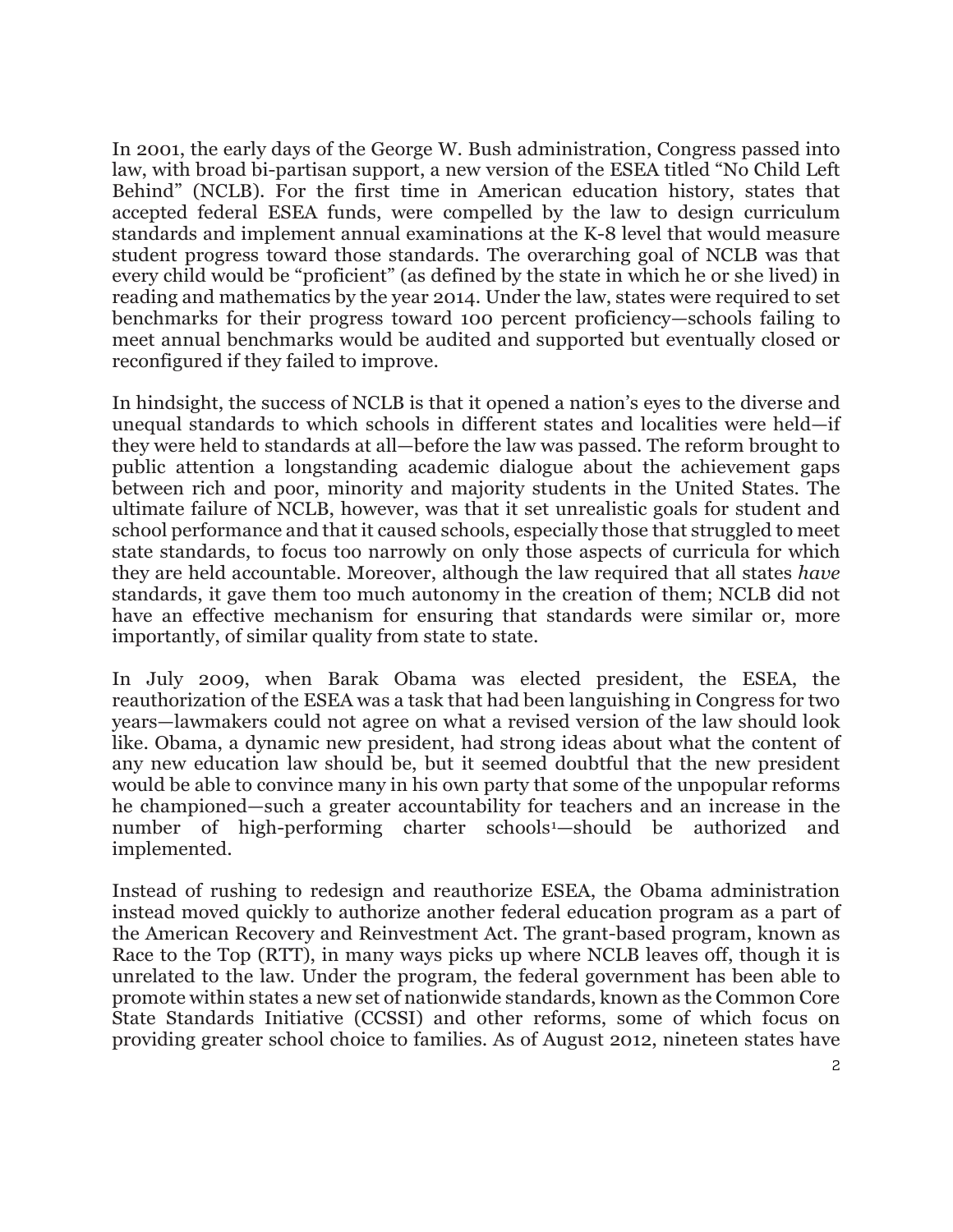In 2001, the early days of the George W. Bush administration, Congress passed into law, with broad bi-partisan support, a new version of the ESEA titled "No Child Left Behind" (NCLB). For the first time in American education history, states that accepted federal ESEA funds, were compelled by the law to design curriculum standards and implement annual examinations at the K-8 level that would measure student progress toward those standards. The overarching goal of NCLB was that every child would be "proficient" (as defined by the state in which he or she lived) in reading and mathematics by the year 2014. Under the law, states were required to set benchmarks for their progress toward 100 percent proficiency—schools failing to meet annual benchmarks would be audited and supported but eventually closed or reconfigured if they failed to improve.

In hindsight, the success of NCLB is that it opened a nation's eyes to the diverse and unequal standards to which schools in different states and localities were held—if they were held to standards at all—before the law was passed. The reform brought to public attention a longstanding academic dialogue about the achievement gaps between rich and poor, minority and majority students in the United States. The ultimate failure of NCLB, however, was that it set unrealistic goals for student and school performance and that it caused schools, especially those that struggled to meet state standards, to focus too narrowly on only those aspects of curricula for which they are held accountable. Moreover, although the law required that all states *have* standards, it gave them too much autonomy in the creation of them; NCLB did not have an effective mechanism for ensuring that standards were similar or, more importantly, of similar quality from state to state.

In July 2009, when Barak Obama was elected president, the ESEA, the reauthorization of the ESEA was a task that had been languishing in Congress for two years—lawmakers could not agree on what a revised version of the law should look like. Obama, a dynamic new president, had strong ideas about what the content of any new education law should be, but it seemed doubtful that the new president would be able to convince many in his own party that some of the unpopular reforms he championed—such a greater accountability for teachers and an increase in the number of high-performing charter schools[1]—should be authorized and implemented.

Instead of rushing to redesign and reauthorize ESEA, the Obama administration instead moved quickly to authorize another federal education program as a part of the American Recovery and Reinvestment Act. The grant-based program, known as Race to the Top (RTT), in many ways picks up where NCLB leaves off, though it is unrelated to the law. Under the program, the federal government has been able to promote within states a new set of nationwide standards, known as the Common Core State Standards Initiative (CCSSI) and other reforms, some of which focus on providing greater school choice to families. As of August 2012, nineteen states have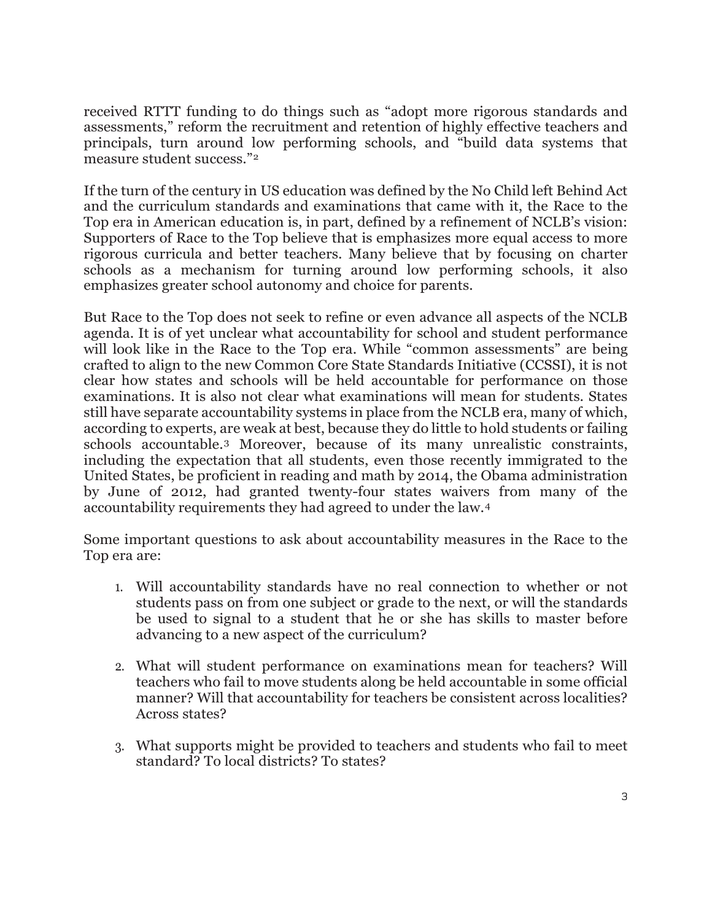received RTTT funding to do things such as "adopt more rigorous standards and assessments," reform the recruitment and retention of highly effective teachers and principals, turn around low performing schools, and "build data systems that measure student success."[2]

If the turn of the century in US education was defined by the No Child left Behind Act and the curriculum standards and examinations that came with it, the Race to the Top era in American education is, in part, defined by a refinement of NCLB's vision: Supporters of Race to the Top believe that is emphasizes more equal access to more rigorous curricula and better teachers. Many believe that by focusing on charter schools as a mechanism for turning around low performing schools, it also emphasizes greater school autonomy and choice for parents.

But Race to the Top does not seek to refine or even advance all aspects of the NCLB agenda. It is of yet unclear what accountability for school and student performance will look like in the Race to the Top era. While "common assessments" are being crafted to align to the new Common Core State Standards Initiative (CCSSI), it is not clear how states and schools will be held accountable for performance on those examinations. It is also not clear what examinations will mean for students. States still have separate accountability systems in place from the NCLB era, many of which, according to experts, are weak at best, because they do little to hold students or failing schools accountable.[3] Moreover, because of its many unrealistic constraints, including the expectation that all students, even those recently immigrated to the United States, be proficient in reading and math by 2014, the Obama administration by June of 2012, had granted twenty-four states waivers from many of the accountability requirements they had agreed to under the law.[4]

Some important questions to ask about accountability measures in the Race to the Top era are:

1. Will accountability standards have no real connection to whether or not students pass on from one subject or grade to the next, or will the standards be used to signal to a student that he or she has skills to master before advancing to a new aspect of the curriculum?

2. What will student performance on examinations mean for teachers? Will teachers who fail to move students along be held accountable in some official manner? Will that accountability for teachers be consistent across localities? Across states?

3. What supports might be provided to teachers and students who fail to meet standard? To local districts? To states?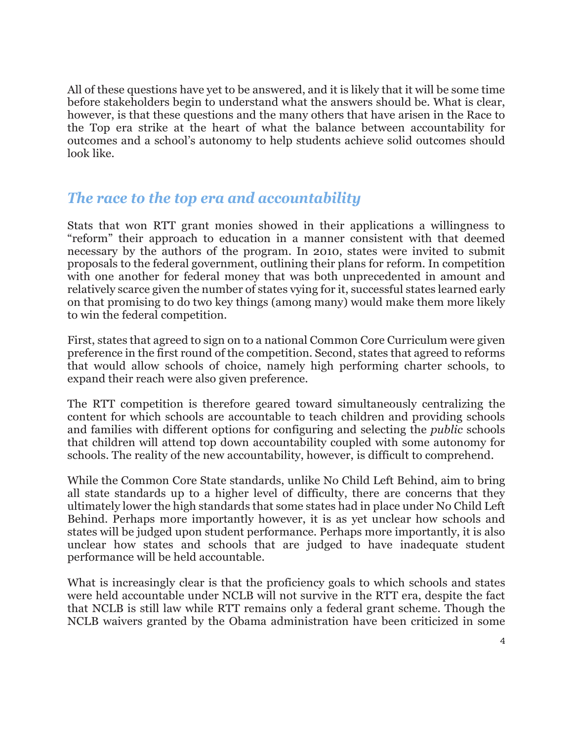All of these questions have yet to be answered, and it is likely that it will be some time before stakeholders begin to understand what the answers should be. What is clear, however, is that these questions and the many others that have arisen in the Race to the Top era strike at the heart of what the balance between accountability for outcomes and a school's autonomy to help students achieve solid outcomes should look like.

## *The race to the top era and accountability*

Stats that won RTT grant monies showed in their applications a willingness to "reform" their approach to education in a manner consistent with that deemed necessary by the authors of the program. In 2010, states were invited to submit proposals to the federal government, outlining their plans for reform. In competition with one another for federal money that was both unprecedented in amount and relatively scarce given the number of states vying for it, successful states learned early on that promising to do two key things (among many) would make them more likely to win the federal competition.

First, states that agreed to sign on to a national Common Core Curriculum were given preference in the first round of the competition. Second, states that agreed to reforms that would allow schools of choice, namely high performing charter schools, to expand their reach were also given preference.

The RTT competition is therefore geared toward simultaneously centralizing the content for which schools are accountable to teach children and providing schools and families with different options for configuring and selecting the *public* schools that children will attend top down accountability coupled with some autonomy for schools. The reality of the new accountability, however, is difficult to comprehend.

While the Common Core State standards, unlike No Child Left Behind, aim to bring all state standards up to a higher level of difficulty, there are concerns that they ultimately lower the high standards that some states had in place under No Child Left Behind. Perhaps more importantly however, it is as yet unclear how schools and states will be judged upon student performance. Perhaps more importantly, it is also unclear how states and schools that are judged to have inadequate student performance will be held accountable.

What is increasingly clear is that the proficiency goals to which schools and states were held accountable under NCLB will not survive in the RTT era, despite the fact that NCLB is still law while RTT remains only a federal grant scheme. Though the NCLB waivers granted by the Obama administration have been criticized in some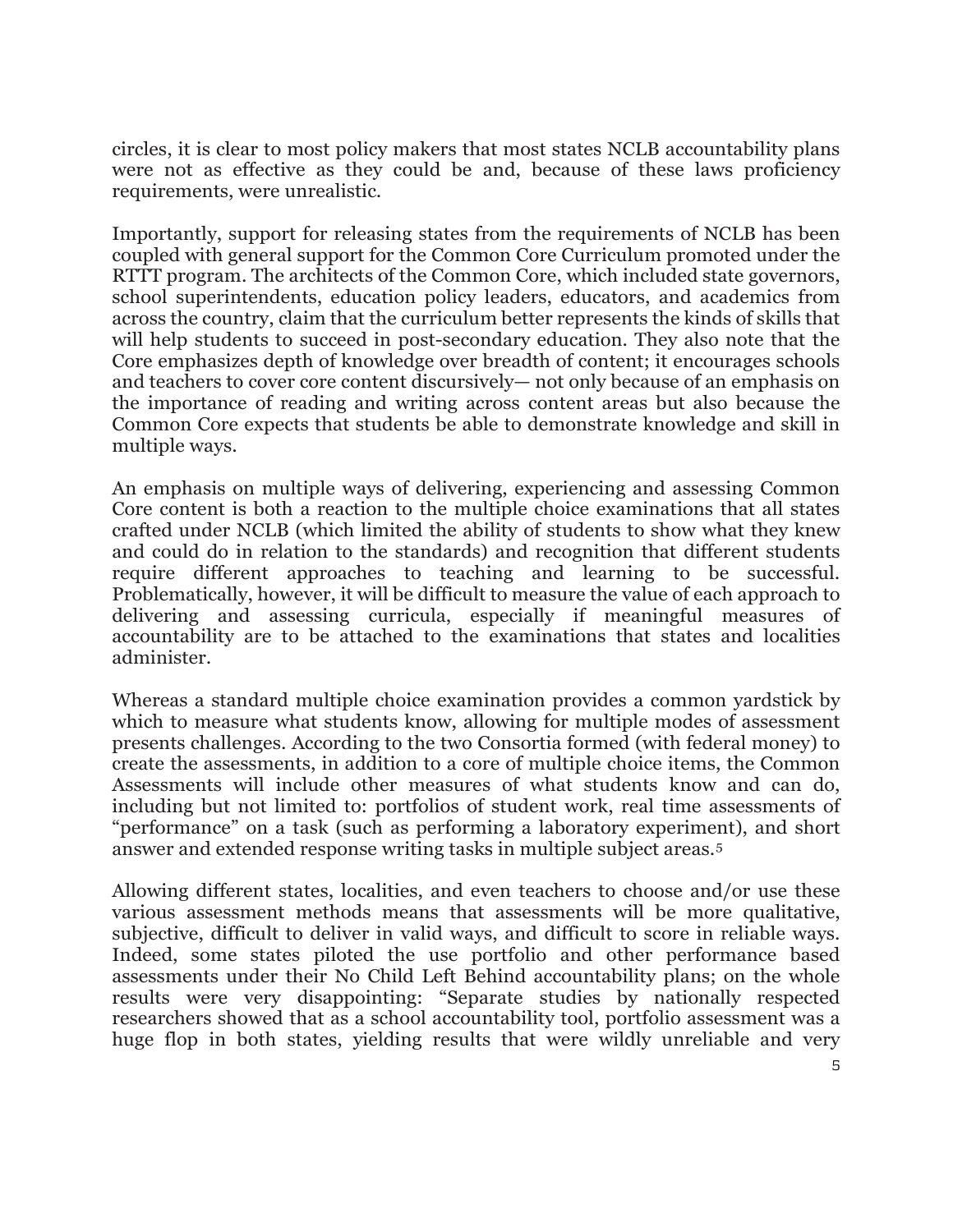circles, it is clear to most policy makers that most states NCLB accountability plans were not as effective as they could be and, because of these laws proficiency requirements, were unrealistic.

Importantly, support for releasing states from the requirements of NCLB has been coupled with general support for the Common Core Curriculum promoted under the RTTT program. The architects of the Common Core, which included state governors, school superintendents, education policy leaders, educators, and academics from across the country, claim that the curriculum better represents the kinds of skills that will help students to succeed in post-secondary education. They also note that the Core emphasizes depth of knowledge over breadth of content; it encourages schools and teachers to cover core content discursively— not only because of an emphasis on the importance of reading and writing across content areas but also because the Common Core expects that students be able to demonstrate knowledge and skill in multiple ways.

An emphasis on multiple ways of delivering, experiencing and assessing Common Core content is both a reaction to the multiple choice examinations that all states crafted under NCLB (which limited the ability of students to show what they knew and could do in relation to the standards) and recognition that different students require different approaches to teaching and learning to be successful. Problematically, however, it will be difficult to measure the value of each approach to delivering and assessing curricula, especially if meaningful measures of accountability are to be attached to the examinations that states and localities administer.

Whereas a standard multiple choice examination provides a common yardstick by which to measure what students know, allowing for multiple modes of assessment presents challenges. According to the two Consortia formed (with federal money) to create the assessments, in addition to a core of multiple choice items, the Common Assessments will include other measures of what students know and can do, including but not limited to: portfolios of student work, real time assessments of "performance" on a task (such as performing a laboratory experiment), and short answer and extended response writing tasks in multiple subject areas.[5]

Allowing different states, localities, and even teachers to choose and/or use these various assessment methods means that assessments will be more qualitative, subjective, difficult to deliver in valid ways, and difficult to score in reliable ways. Indeed, some states piloted the use portfolio and other performance based assessments under their No Child Left Behind accountability plans; on the whole results were very disappointing: "Separate studies by nationally respected researchers showed that as a school accountability tool, portfolio assessment was a huge flop in both states, yielding results that were wildly unreliable and very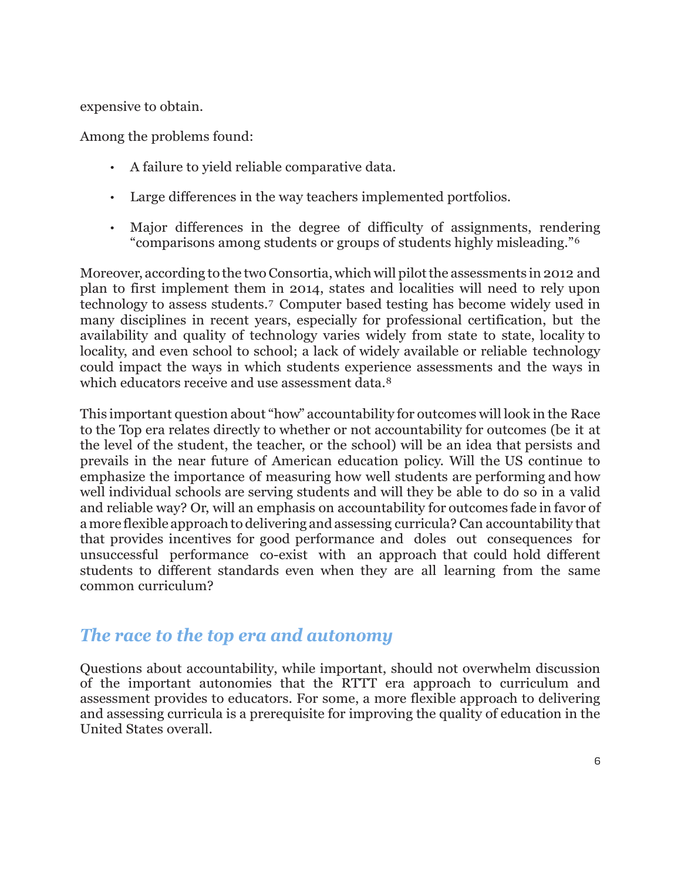expensive to obtain.

Among the problems found:

- A failure to yield reliable comparative data.
- Large differences in the way teachers implemented portfolios.
- Major differences in the degree of difficulty of assignments, rendering "comparisons among students or groups of students highly misleading."[6]

Moreover, according to the two Consortia, which will pilot the assessments in 2012 and plan to first implement them in 2014, states and localities will need to rely upon technology to assess students.[7] Computer based testing has become widely used in many disciplines in recent years, especially for professional certification, but the availability and quality of technology varies widely from state to state, locality to locality, and even school to school; a lack of widely available or reliable technology could impact the ways in which students experience assessments and the ways in which educators receive and use assessment data.[8]

This important question about "how" accountability for outcomes will look in the Race to the Top era relates directly to whether or not accountability for outcomes (be it at the level of the student, the teacher, or the school) will be an idea that persists and prevails in the near future of American education policy. Will the US continue to emphasize the importance of measuring how well students are performing and how well individual schools are serving students and will they be able to do so in a valid and reliable way? Or, will an emphasis on accountability for outcomes fade in favor of a more flexible approach to delivering and assessing curricula? Can accountability that that provides incentives for good performance and doles out consequences for unsuccessful performance co-exist with an approach that could hold different students to different standards even when they are all learning from the same common curriculum?

## *The race to the top era and autonomy*

Questions about accountability, while important, should not overwhelm discussion of the important autonomies that the RTTT era approach to curriculum and assessment provides to educators. For some, a more flexible approach to delivering and assessing curricula is a prerequisite for improving the quality of education in the United States overall.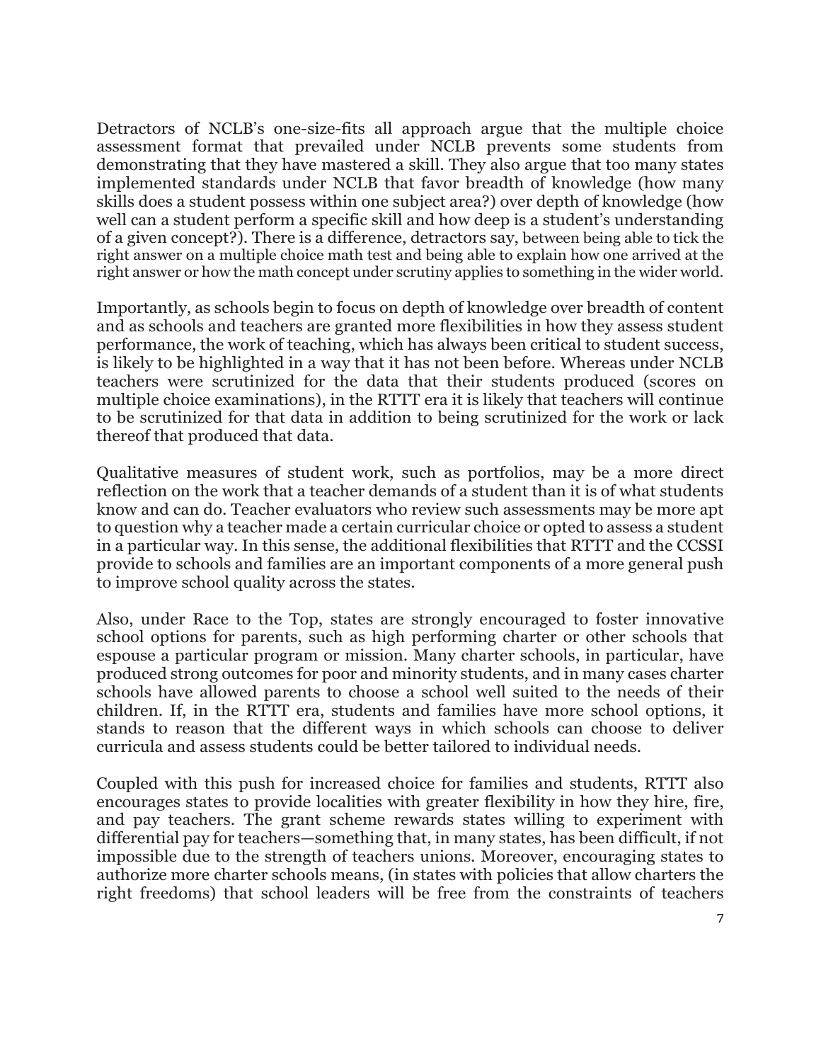Detractors of NCLB's one-size-fits all approach argue that the multiple choice assessment format that prevailed under NCLB prevents some students from demonstrating that they have mastered a skill. They also argue that too many states implemented standards under NCLB that favor breadth of knowledge (how many skills does a student possess within one subject area?) over depth of knowledge (how well can a student perform a specific skill and how deep is a student's understanding of a given concept?). There is a difference, detractors say, between being able to tick the right answer on a multiple choice math test and being able to explain how one arrived at the right answer or how the math concept under scrutiny applies to something in the wider world.

Importantly, as schools begin to focus on depth of knowledge over breadth of content and as schools and teachers are granted more flexibilities in how they assess student performance, the work of teaching, which has always been critical to student success, is likely to be highlighted in a way that it has not been before. Whereas under NCLB teachers were scrutinized for the data that their students produced (scores on multiple choice examinations), in the RTTT era it is likely that teachers will continue to be scrutinized for that data in addition to being scrutinized for the work or lack thereof that produced that data.

Qualitative measures of student work, such as portfolios, may be a more direct reflection on the work that a teacher demands of a student than it is of what students know and can do. Teacher evaluators who review such assessments may be more apt to question why a teacher made a certain curricular choice or opted to assess a student in a particular way. In this sense, the additional flexibilities that RTTT and the CCSSI provide to schools and families are an important components of a more general push to improve school quality across the states.

Also, under Race to the Top, states are strongly encouraged to foster innovative school options for parents, such as high performing charter or other schools that espouse a particular program or mission. Many charter schools, in particular, have produced strong outcomes for poor and minority students, and in many cases charter schools have allowed parents to choose a school well suited to the needs of their children. If, in the RTTT era, students and families have more school options, it stands to reason that the different ways in which schools can choose to deliver curricula and assess students could be better tailored to individual needs.

Coupled with this push for increased choice for families and students, RTTT also encourages states to provide localities with greater flexibility in how they hire, fire, and pay teachers. The grant scheme rewards states willing to experiment with differential pay for teachers—something that, in many states, has been difficult, if not impossible due to the strength of teachers unions. Moreover, encouraging states to authorize more charter schools means, (in states with policies that allow charters the right freedoms) that school leaders will be free from the constraints of teachers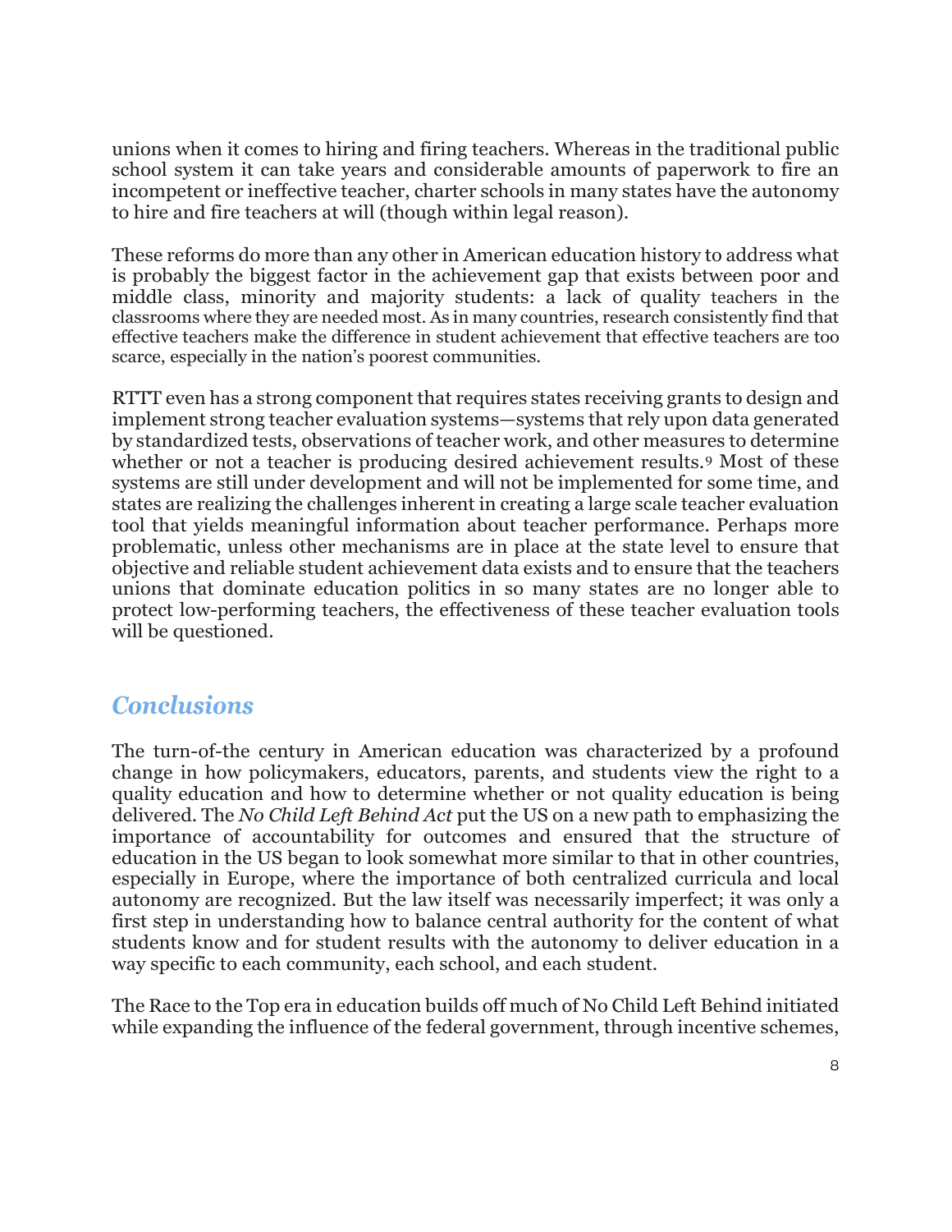unions when it comes to hiring and firing teachers. Whereas in the traditional public school system it can take years and considerable amounts of paperwork to fire an incompetent or ineffective teacher, charter schools in many states have the autonomy to hire and fire teachers at will (though within legal reason).

These reforms do more than any other in American education history to address what is probably the biggest factor in the achievement gap that exists between poor and middle class, minority and majority students: a lack of quality teachers in the classrooms where they are needed most. As in many countries, research consistently find that effective teachers make the difference in student achievement that effective teachers are too scarce, especially in the nation's poorest communities.

RTTT even has a strong component that requires states receiving grants to design and implement strong teacher evaluation systems—systems that rely upon data generated by standardized tests, observations of teacher work, and other measures to determine whether or not a teacher is producing desired achievement results.[9] Most of these systems are still under development and will not be implemented for some time, and states are realizing the challenges inherent in creating a large scale teacher evaluation tool that yields meaningful information about teacher performance. Perhaps more problematic, unless other mechanisms are in place at the state level to ensure that objective and reliable student achievement data exists and to ensure that the teachers unions that dominate education politics in so many states are no longer able to protect low-performing teachers, the effectiveness of these teacher evaluation tools will be questioned.

## *Conclusions*

The turn-of-the century in American education was characterized by a profound change in how policymakers, educators, parents, and students view the right to a quality education and how to determine whether or not quality education is being delivered. The *No Child Left Behind Act* put the US on a new path to emphasizing the importance of accountability for outcomes and ensured that the structure of education in the US began to look somewhat more similar to that in other countries, especially in Europe, where the importance of both centralized curricula and local autonomy are recognized. But the law itself was necessarily imperfect; it was only a first step in understanding how to balance central authority for the content of what students know and for student results with the autonomy to deliver education in a way specific to each community, each school, and each student.

The Race to the Top era in education builds off much of No Child Left Behind initiated while expanding the influence of the federal government, through incentive schemes,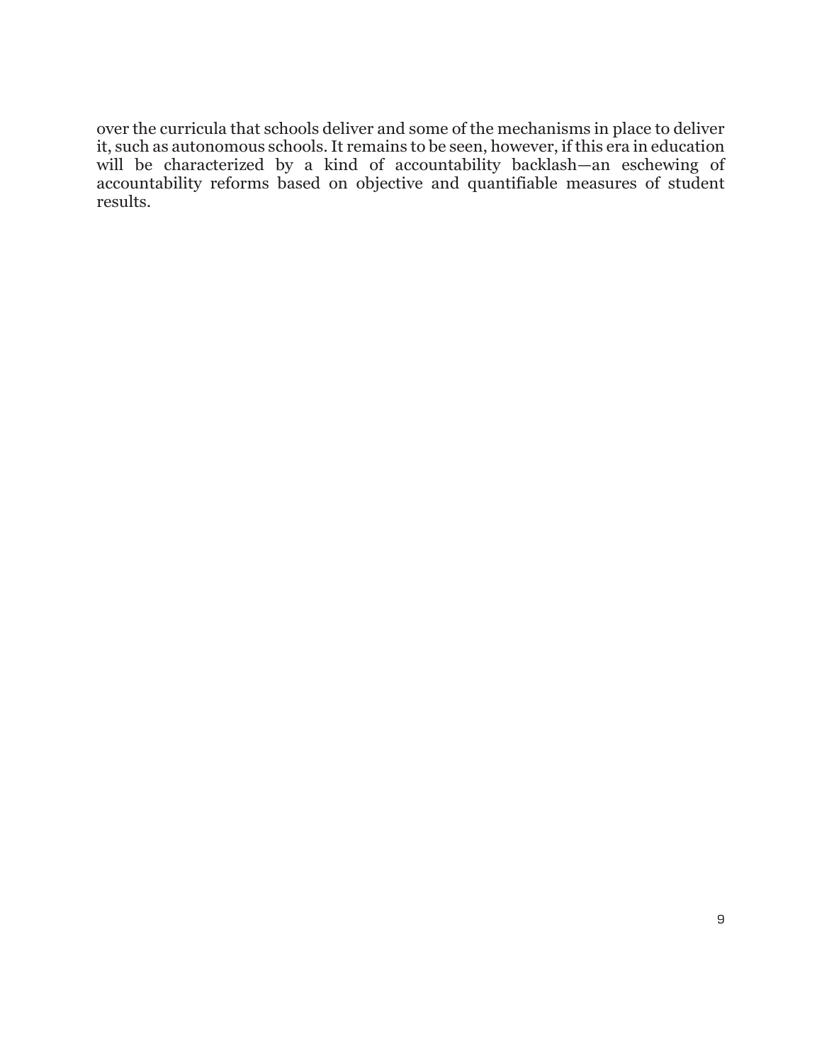over the curricula that schools deliver and some of the mechanisms in place to deliver it, such as autonomous schools. It remains to be seen, however, if this era in education will be characterized by a kind of accountability backlash—an eschewing of accountability reforms based on objective and quantifiable measures of student results.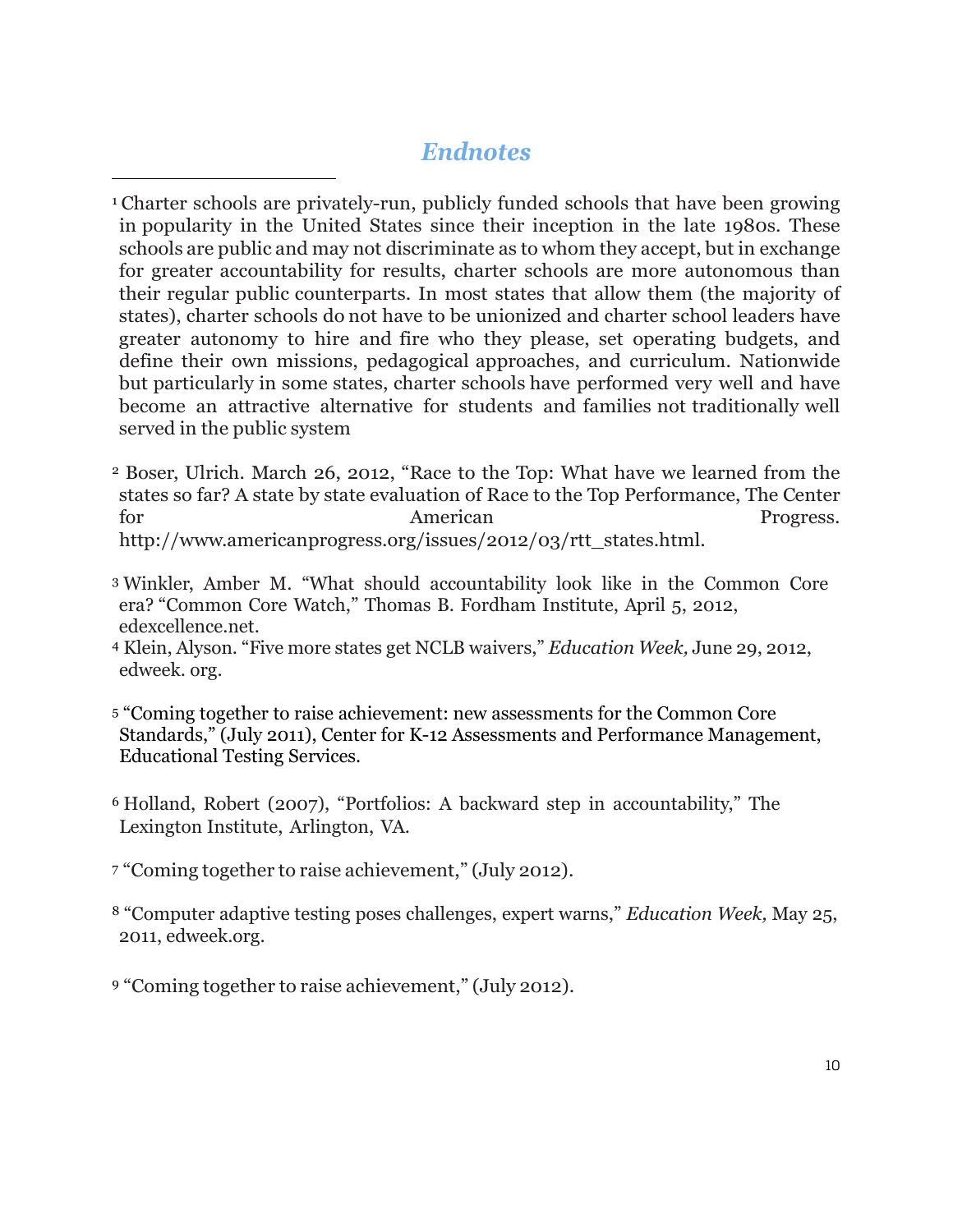## *Endnotes*

[1] Charter schools are privately-run, publicly funded schools that have been growing in popularity in the United States since their inception in the late 1980s. These schools are public and may not discriminate as to whom they accept, but in exchange for greater accountability for results, charter schools are more autonomous than their regular public counterparts. In most states that allow them (the majority of states), charter schools do not have to be unionized and charter school leaders have greater autonomy to hire and fire who they please, set operating budgets, and define their own missions, pedagogical approaches, and curriculum. Nationwide but particularly in some states, charter schools have performed very well and have become an attractive alternative for students and families not traditionally well served in the public system

[2] Boser, Ulrich. March 26, 2012, "Race to the Top: What have we learned from the states so far? A state by state evaluation of Race to the Top Performance, The Center for American Progress. http://www.americanprogress.org/issues/2012/03/rtt_states.html.

[3] Winkler, Amber M. "What should accountability look like in the Common Core era? "Common Core Watch," Thomas B. Fordham Institute, April 5, 2012, edexcellence.net.

[4] Klein, Alyson. "Five more states get NCLB waivers," *Education Week,* June 29, 2012, edweek. org.

[5] "Coming together to raise achievement: new assessments for the Common Core Standards," (July 2011), Center for K-12 Assessments and Performance Management, Educational Testing Services.

[6] Holland, Robert (2007), "Portfolios: A backward step in accountability," The Lexington Institute, Arlington, VA.

[7] "Coming together to raise achievement," (July 2012).

[8] "Computer adaptive testing poses challenges, expert warns," *Education Week,* May 25, 2011, edweek.org.

[9] "Coming together to raise achievement," (July 2012).